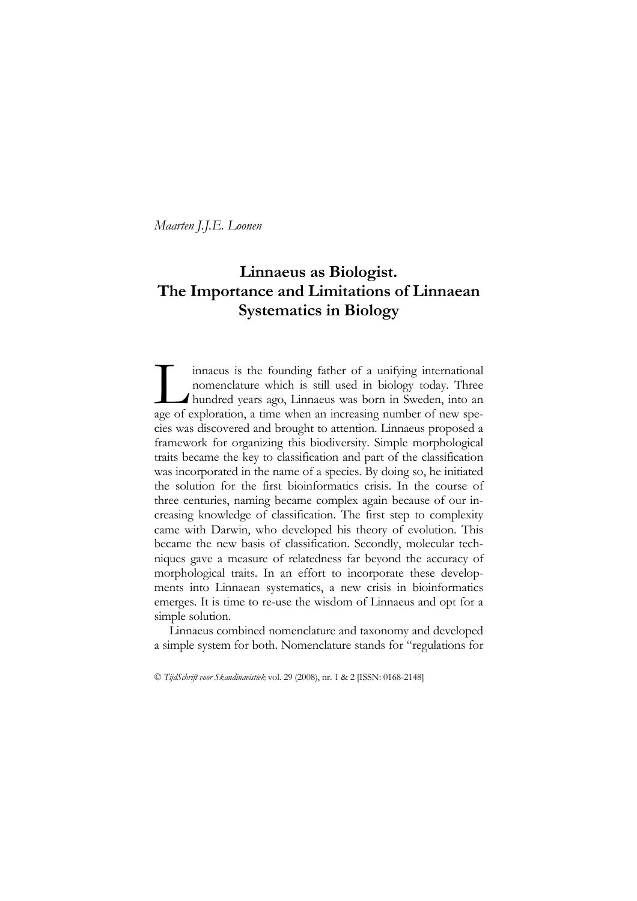*Maarten J.J.E. Loonen*

# Linnaeus as Biologist. The Importance and Limitations of Linnaean Systematics in Biology

Linnaeus is the founding father of a unifying international nomenclature which is still used in biology today. Three hundred years ago, Linnaeus was born in Sweden, into an age of exploration, a time when an increasing number of new species was discovered and brought to attention. Linnaeus proposed a framework for organizing this biodiversity. Simple morphological traits became the key to classification and part of the classification was incorporated in the name of a species. By doing so, he initiated the solution for the first bioinformatics crisis. In the course of three centuries, naming became complex again because of our increasing knowledge of classification. The first step to complexity came with Darwin, who developed his theory of evolution. This became the new basis of classification. Secondly, molecular techniques gave a measure of relatedness far beyond the accuracy of morphological traits. In an effort to incorporate these developments into Linnaean systematics, a new crisis in bioinformatics emerges. It is time to re-use the wisdom of Linnaeus and opt for a simple solution.

Linnaeus combined nomenclature and taxonomy and developed a simple system for both. Nomenclature stands for "regulations for

© *TijdSchrift voor Skandinavistiek* vol. 29 (2008), nr. 1 & 2 [ISSN: 0168-2148]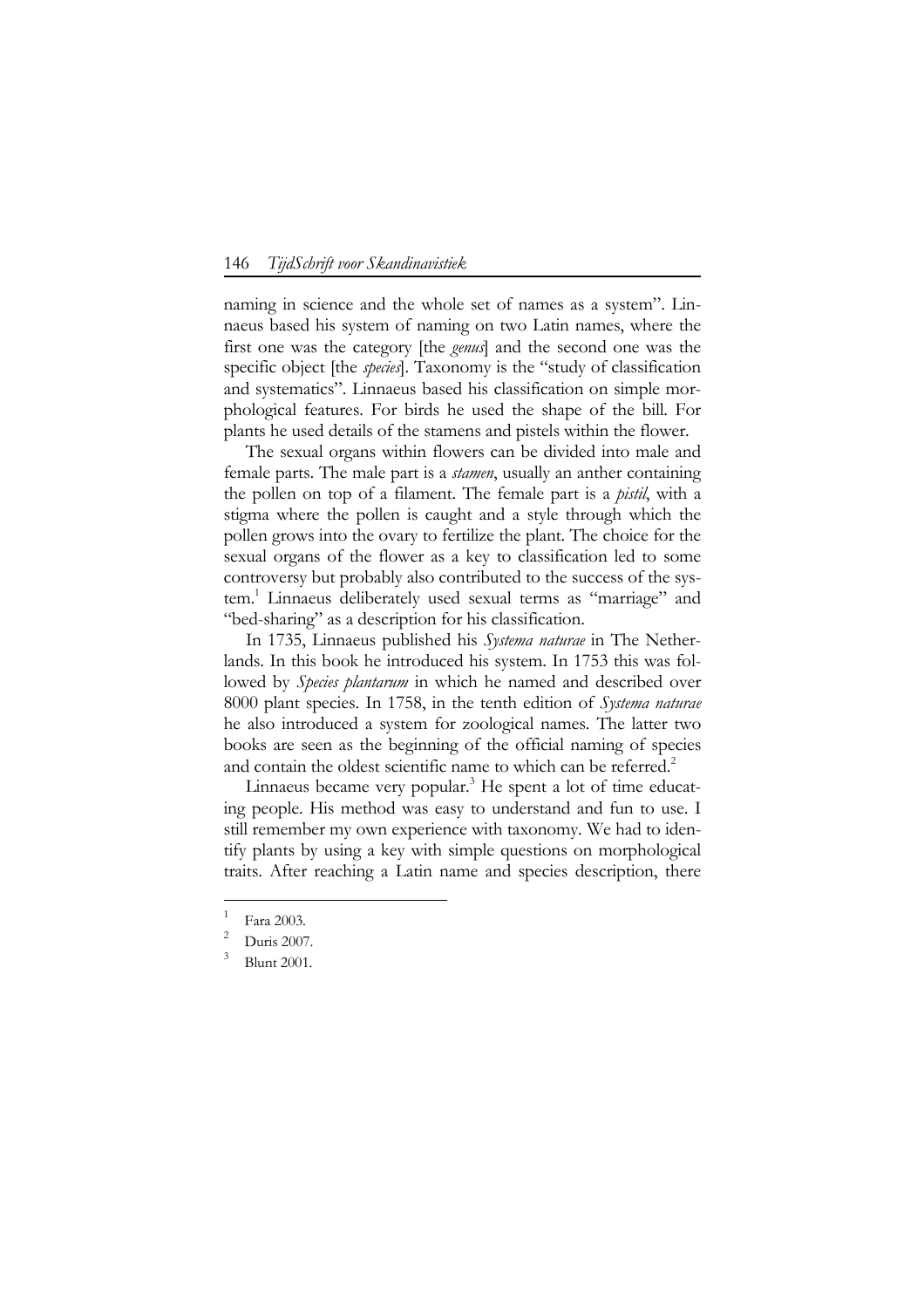naming in science and the whole set of names as a system". Linnaeus based his system of naming on two Latin names, where the first one was the category [the *genus*] and the second one was the specific object [the *species*]. Taxonomy is the "study of classification and systematics". Linnaeus based his classification on simple morphological features. For birds he used the shape of the bill. For plants he used details of the stamens and pistels within the flower.

The sexual organs within flowers can be divided into male and female parts. The male part is a *stamen*, usually an anther containing the pollen on top of a filament. The female part is a *pistil*, with a stigma where the pollen is caught and a style through which the pollen grows into the ovary to fertilize the plant. The choice for the sexual organs of the flower as a key to classification led to some controversy but probably also contributed to the success of the system.[1] Linnaeus deliberately used sexual terms as "marriage" and "bed-sharing" as a description for his classification.

In 1735, Linnaeus published his *Systema naturae* in The Netherlands. In this book he introduced his system. In 1753 this was followed by *Species plantarum* in which he named and described over 8000 plant species. In 1758, in the tenth edition of *Systema naturae* he also introduced a system for zoological names. The latter two books are seen as the beginning of the official naming of species and contain the oldest scientific name to which can be referred.[2]

Linnaeus became very popular.[3] He spent a lot of time educating people. His method was easy to understand and fun to use. I still remember my own experience with taxonomy. We had to identify plants by using a key with simple questions on morphological traits. After reaching a Latin name and species description, there

---

[1] Fara 2003.

[2] Duris 2007.

[3] Blunt 2001.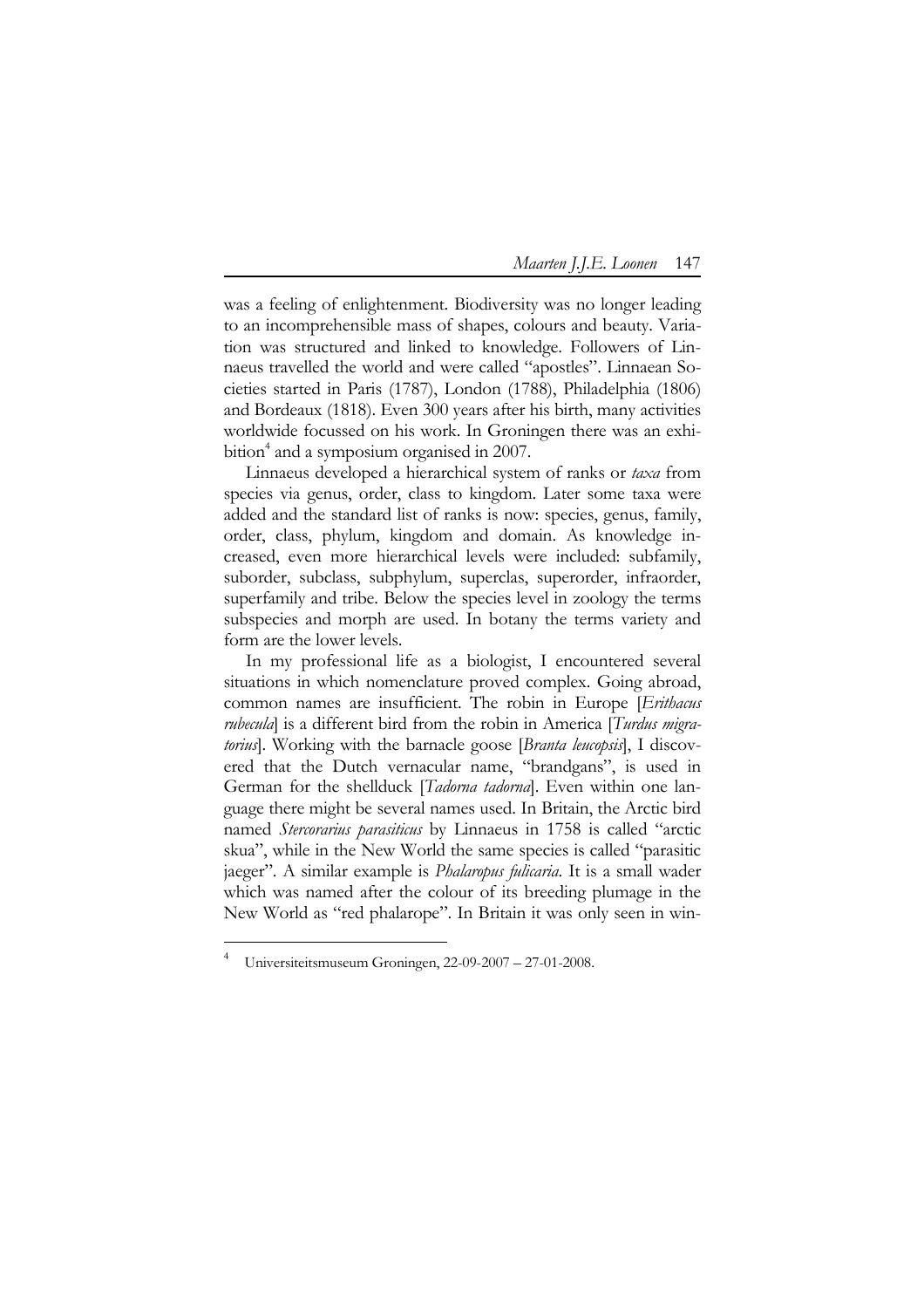was a feeling of enlightenment. Biodiversity was no longer leading to an incomprehensible mass of shapes, colours and beauty. Variation was structured and linked to knowledge. Followers of Linnaeus travelled the world and were called "apostles". Linnaean Societies started in Paris (1787), London (1788), Philadelphia (1806) and Bordeaux (1818). Even 300 years after his birth, many activities worldwide focussed on his work. In Groningen there was an exhibition[4] and a symposium organised in 2007.

Linnaeus developed a hierarchical system of ranks or *taxa* from species via genus, order, class to kingdom. Later some taxa were added and the standard list of ranks is now: species, genus, family, order, class, phylum, kingdom and domain. As knowledge increased, even more hierarchical levels were included: subfamily, suborder, subclass, subphylum, superclas, superorder, infraorder, superfamily and tribe. Below the species level in zoology the terms subspecies and morph are used. In botany the terms variety and form are the lower levels.

In my professional life as a biologist, I encountered several situations in which nomenclature proved complex. Going abroad, common names are insufficient. The robin in Europe [*Erithacus rubecula*] is a different bird from the robin in America [*Turdus migratorius*]. Working with the barnacle goose [*Branta leucopsis*], I discovered that the Dutch vernacular name, "brandgans", is used in German for the shellduck [*Tadorna tadorna*]. Even within one language there might be several names used. In Britain, the Arctic bird named *Stercorarius parasiticus* by Linnaeus in 1758 is called "arctic skua", while in the New World the same species is called "parasitic jaeger". A similar example is *Phalaropus fulicaria*. It is a small wader which was named after the colour of its breeding plumage in the New World as "red phalarope". In Britain it was only seen in win-

---

[4] Universiteitsmuseum Groningen, 22-09-2007 – 27-01-2008.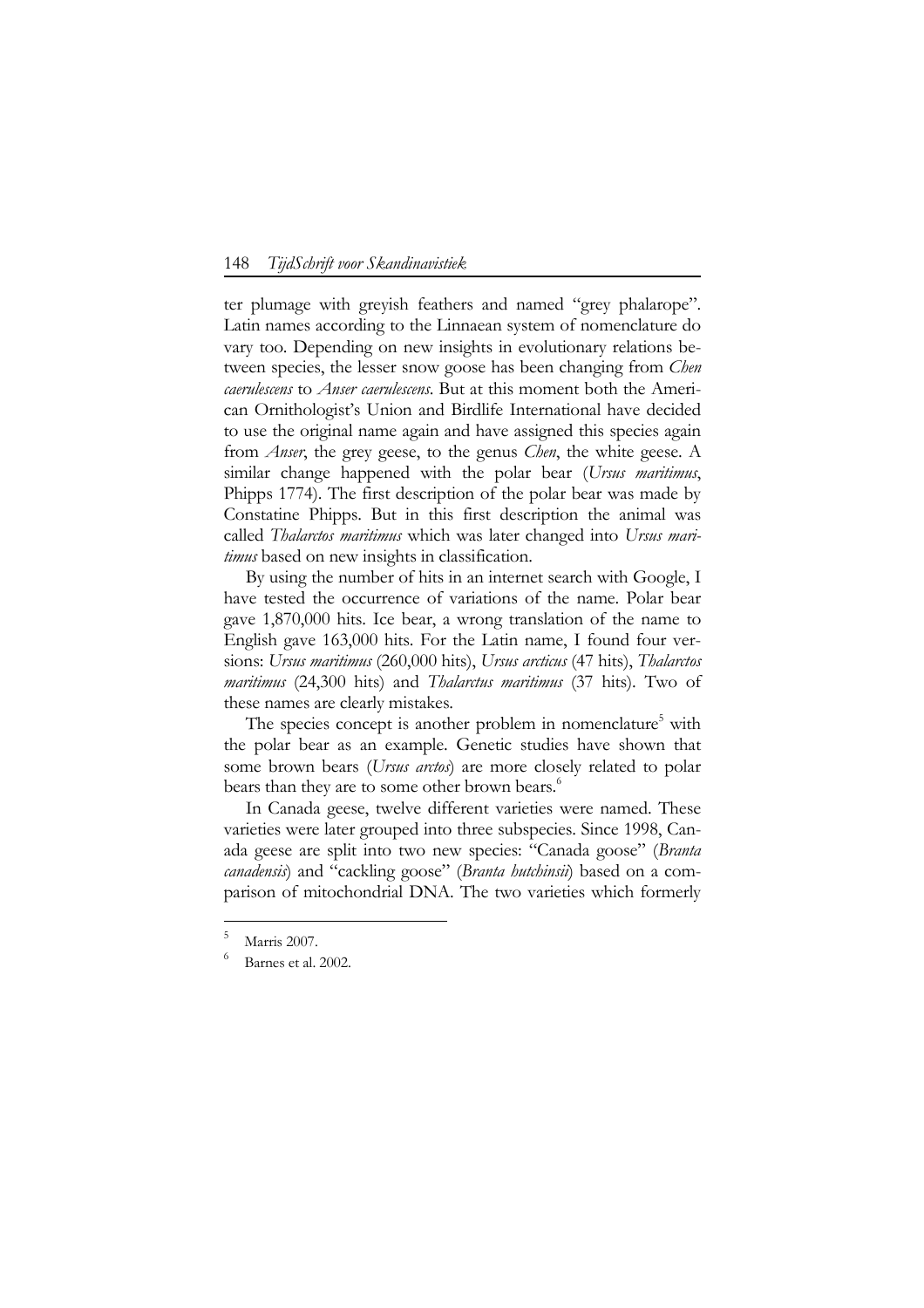ter plumage with greyish feathers and named "grey phalarope". Latin names according to the Linnaean system of nomenclature do vary too. Depending on new insights in evolutionary relations between species, the lesser snow goose has been changing from *Chen caerulescens* to *Anser caerulescens*. But at this moment both the American Ornithologist's Union and Birdlife International have decided to use the original name again and have assigned this species again from *Anser*, the grey geese, to the genus *Chen*, the white geese. A similar change happened with the polar bear (*Ursus maritimus*, Phipps 1774). The first description of the polar bear was made by Constatine Phipps. But in this first description the animal was called *Thalarctos maritimus* which was later changed into *Ursus maritimus* based on new insights in classification.

By using the number of hits in an internet search with Google, I have tested the occurrence of variations of the name. Polar bear gave 1,870,000 hits. Ice bear, a wrong translation of the name to English gave 163,000 hits. For the Latin name, I found four versions: *Ursus maritimus* (260,000 hits), *Ursus arcticus* (47 hits), *Thalarctos maritimus* (24,300 hits) and *Thalarctus maritimus* (37 hits). Two of these names are clearly mistakes.

The species concept is another problem in nomenclature[5] with the polar bear as an example. Genetic studies have shown that some brown bears (*Ursus arctos*) are more closely related to polar bears than they are to some other brown bears.[6]

In Canada geese, twelve different varieties were named. These varieties were later grouped into three subspecies. Since 1998, Canada geese are split into two new species: "Canada goose" (*Branta canadensis*) and "cackling goose" (*Branta hutchinsii*) based on a comparison of mitochondrial DNA. The two varieties which formerly

---

[5] Marris 2007.

[6] Barnes et al. 2002.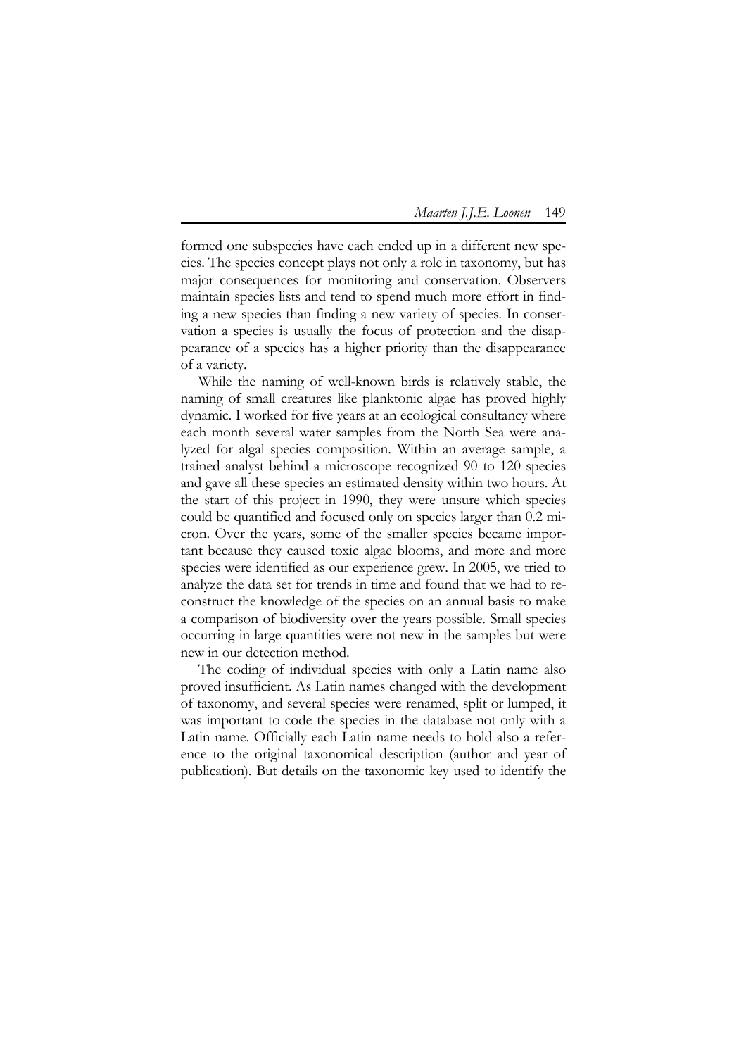formed one subspecies have each ended up in a different new species. The species concept plays not only a role in taxonomy, but has major consequences for monitoring and conservation. Observers maintain species lists and tend to spend much more effort in finding a new species than finding a new variety of species. In conservation a species is usually the focus of protection and the disappearance of a species has a higher priority than the disappearance of a variety.

While the naming of well-known birds is relatively stable, the naming of small creatures like planktonic algae has proved highly dynamic. I worked for five years at an ecological consultancy where each month several water samples from the North Sea were analyzed for algal species composition. Within an average sample, a trained analyst behind a microscope recognized 90 to 120 species and gave all these species an estimated density within two hours. At the start of this project in 1990, they were unsure which species could be quantified and focused only on species larger than 0.2 micron. Over the years, some of the smaller species became important because they caused toxic algae blooms, and more and more species were identified as our experience grew. In 2005, we tried to analyze the data set for trends in time and found that we had to reconstruct the knowledge of the species on an annual basis to make a comparison of biodiversity over the years possible. Small species occurring in large quantities were not new in the samples but were new in our detection method.

The coding of individual species with only a Latin name also proved insufficient. As Latin names changed with the development of taxonomy, and several species were renamed, split or lumped, it was important to code the species in the database not only with a Latin name. Officially each Latin name needs to hold also a reference to the original taxonomical description (author and year of publication). But details on the taxonomic key used to identify the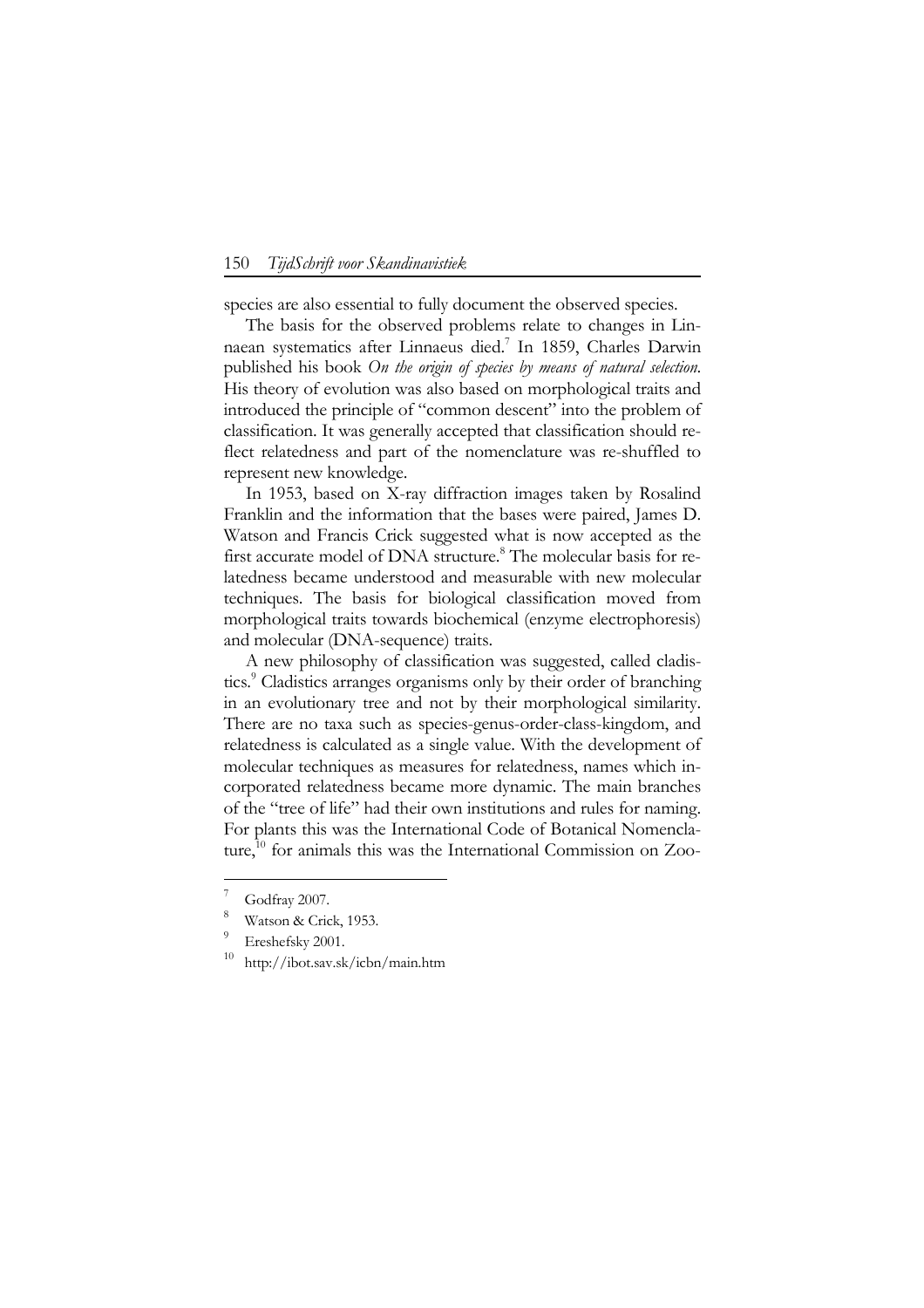species are also essential to fully document the observed species.

The basis for the observed problems relate to changes in Linnaean systematics after Linnaeus died.[7] In 1859, Charles Darwin published his book *On the origin of species by means of natural selection*. His theory of evolution was also based on morphological traits and introduced the principle of "common descent" into the problem of classification. It was generally accepted that classification should reflect relatedness and part of the nomenclature was re-shuffled to represent new knowledge.

In 1953, based on X-ray diffraction images taken by Rosalind Franklin and the information that the bases were paired, James D. Watson and Francis Crick suggested what is now accepted as the first accurate model of DNA structure.[8] The molecular basis for relatedness became understood and measurable with new molecular techniques. The basis for biological classification moved from morphological traits towards biochemical (enzyme electrophoresis) and molecular (DNA-sequence) traits.

A new philosophy of classification was suggested, called cladistics.[9] Cladistics arranges organisms only by their order of branching in an evolutionary tree and not by their morphological similarity. There are no taxa such as species-genus-order-class-kingdom, and relatedness is calculated as a single value. With the development of molecular techniques as measures for relatedness, names which incorporated relatedness became more dynamic. The main branches of the "tree of life" had their own institutions and rules for naming. For plants this was the International Code of Botanical Nomenclature,[10] for animals this was the International Commission on Zoo-

---

[7] Godfray 2007.

[8] Watson & Crick, 1953.

[9] Ereshefsky 2001.

[10] http://ibot.sav.sk/icbn/main.htm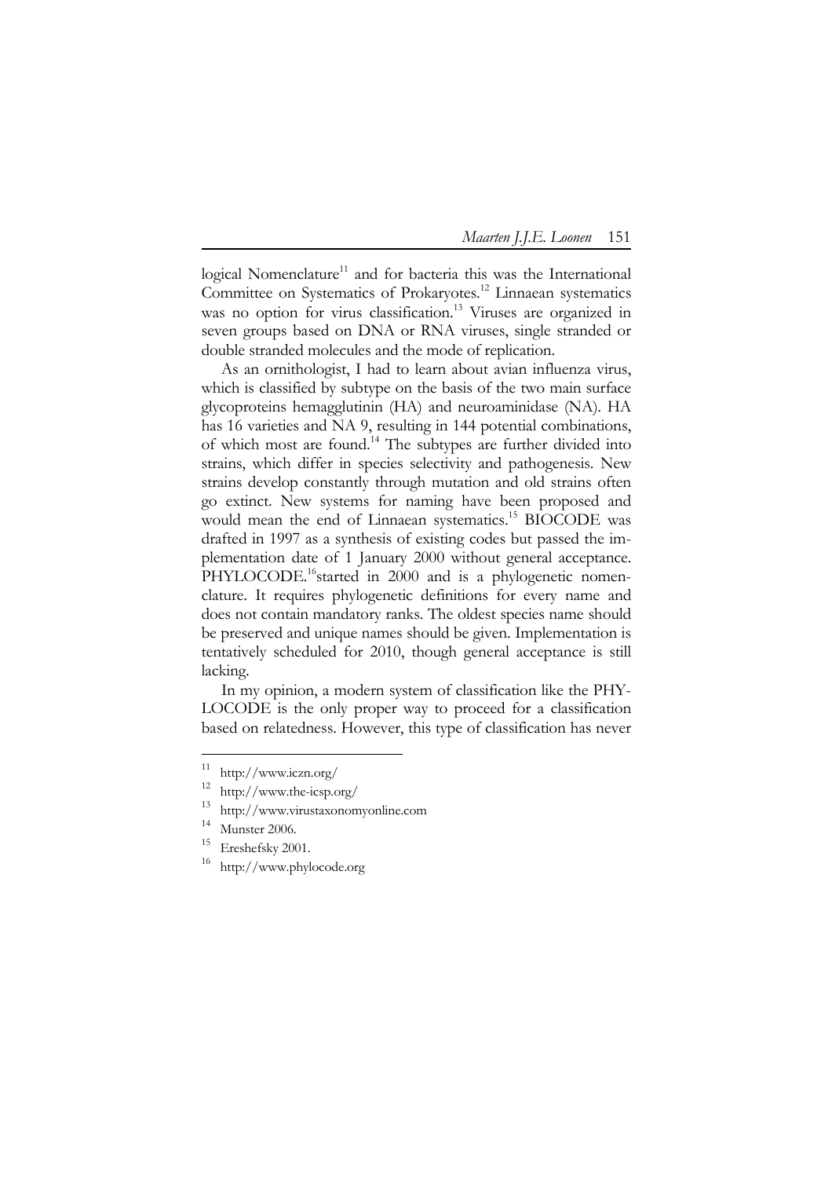logical Nomenclature[11] and for bacteria this was the International Committee on Systematics of Prokaryotes.[12] Linnaean systematics was no option for virus classification.[13] Viruses are organized in seven groups based on DNA or RNA viruses, single stranded or double stranded molecules and the mode of replication.

As an ornithologist, I had to learn about avian influenza virus, which is classified by subtype on the basis of the two main surface glycoproteins hemagglutinin (HA) and neuroaminidase (NA). HA has 16 varieties and NA 9, resulting in 144 potential combinations, of which most are found.[14] The subtypes are further divided into strains, which differ in species selectivity and pathogenesis. New strains develop constantly through mutation and old strains often go extinct. New systems for naming have been proposed and would mean the end of Linnaean systematics.[15] BIOCODE was drafted in 1997 as a synthesis of existing codes but passed the implementation date of 1 January 2000 without general acceptance. PHYLOCODE.[16]started in 2000 and is a phylogenetic nomenclature. It requires phylogenetic definitions for every name and does not contain mandatory ranks. The oldest species name should be preserved and unique names should be given. Implementation is tentatively scheduled for 2010, though general acceptance is still lacking.

In my opinion, a modern system of classification like the PHYLOCODE is the only proper way to proceed for a classification based on relatedness. However, this type of classification has never

---

[11] http://www.iczn.org/

[12] http://www.the-icsp.org/

[13] http://www.virustaxonomyonline.com

[14] Munster 2006.

[15] Ereshefsky 2001.

[16] http://www.phylocode.org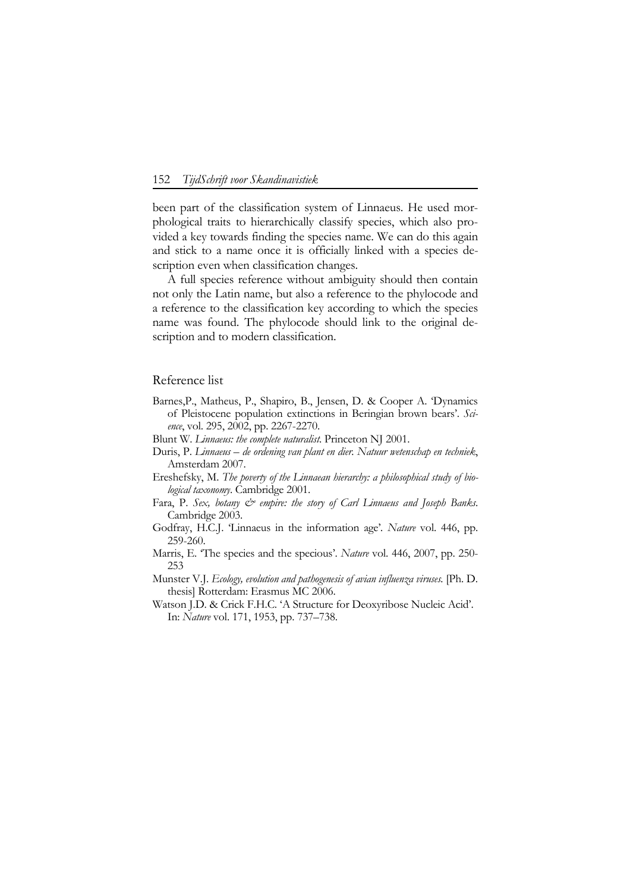been part of the classification system of Linnaeus. He used morphological traits to hierarchically classify species, which also provided a key towards finding the species name. We can do this again and stick to a name once it is officially linked with a species description even when classification changes.

A full species reference without ambiguity should then contain not only the Latin name, but also a reference to the phylocode and a reference to the classification key according to which the species name was found. The phylocode should link to the original description and to modern classification.

## Reference list

Barnes,P., Matheus, P., Shapiro, B., Jensen, D. & Cooper A. 'Dynamics of Pleistocene population extinctions in Beringian brown bears'. *Science*, vol. 295, 2002, pp. 2267-2270.

Blunt W. *Linnaeus: the complete naturalist.* Princeton NJ 2001.

Duris, P. *Linnaeus – de ordening van plant en dier. Natuur wetenschap en techniek*, Amsterdam 2007.

Ereshefsky, M. *The poverty of the Linnaean hierarchy: a philosophical study of biological taxonomy*. Cambridge 2001.

Fara, P. *Sex, botany & empire: the story of Carl Linnaeus and Joseph Banks*. Cambridge 2003.

Godfray, H.C.J. 'Linnaeus in the information age'. *Nature* vol. 446, pp. 259-260.

Marris, E. 'The species and the specious'. *Nature* vol. 446, 2007, pp. 250-253

Munster V.J. *Ecology, evolution and pathogenesis of avian influenza viruses.* [Ph. D. thesis] Rotterdam: Erasmus MC 2006.

Watson J.D. & Crick F.H.C. 'A Structure for Deoxyribose Nucleic Acid'. In: *Nature* vol. 171, 1953, pp. 737–738.